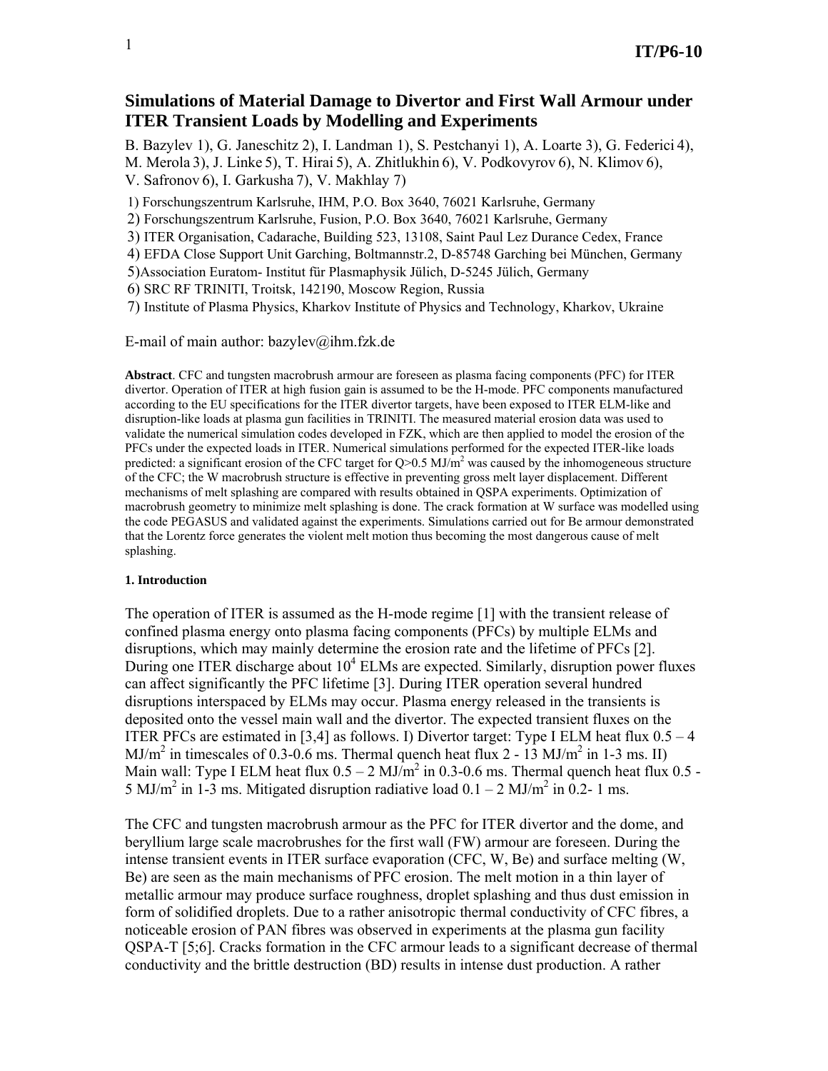# Simulations of Material Damage to Divertor and First Wall Armour under ITER Transient Loads by Modelling and Experiments

B. Bazylev 1), G. Janeschitz 2), I. Landman 1), S. Pestchanyi 1), A. Loarte 3), G. Federici 4), M. Merola 3), J. Linke 5), T. Hirai 5), A. Zhitlukhin 6), V. Podkovyrov 6), N. Klimov 6), V. Safronov 6), I. Garkusha 7), V. Makhlay 7)

1) Forschungszentrum Karlsruhe, IHM, P.O. Box 3640, 76021 Karlsruhe, Germany
2) Forschungszentrum Karlsruhe, Fusion, P.O. Box 3640, 76021 Karlsruhe, Germany
3) ITER Organisation, Cadarache, Building 523, 13108, Saint Paul Lez Durance Cedex, France
4) EFDA Close Support Unit Garching, Boltmannstr.2, D-85748 Garching bei München, Germany
5) Association Euratom- Institut für Plasmaphysik Jülich, D-5245 Jülich, Germany
6) SRC RF TRINITI, Troitsk, 142190, Moscow Region, Russia
7) Institute of Plasma Physics, Kharkov Institute of Physics and Technology, Kharkov, Ukraine

E-mail of main author: bazylev@ihm.fzk.de

**Abstract**. CFC and tungsten macrobrush armour are foreseen as plasma facing components (PFC) for ITER divertor. Operation of ITER at high fusion gain is assumed to be the H-mode. PFC components manufactured according to the EU specifications for the ITER divertor targets, have been exposed to ITER ELM-like and disruption-like loads at plasma gun facilities in TRINITI. The measured material erosion data was used to validate the numerical simulation codes developed in FZK, which are then applied to model the erosion of the PFCs under the expected loads in ITER. Numerical simulations performed for the expected ITER-like loads predicted: a significant erosion of the CFC target for $Q>0.5$ MJ/m$^2$ was caused by the inhomogeneous structure of the CFC; the W macrobrush structure is effective in preventing gross melt layer displacement. Different mechanisms of melt splashing are compared with results obtained in QSPA experiments. Optimization of macrobrush geometry to minimize melt splashing is done. The crack formation at W surface was modelled using the code PEGASUS and validated against the experiments. Simulations carried out for Be armour demonstrated that the Lorentz force generates the violent melt motion thus becoming the most dangerous cause of melt splashing.

#### 1. Introduction

The operation of ITER is assumed as the H-mode regime [1] with the transient release of confined plasma energy onto plasma facing components (PFCs) by multiple ELMs and disruptions, which may mainly determine the erosion rate and the lifetime of PFCs [2]. During one ITER discharge about $10^4$ ELMs are expected. Similarly, disruption power fluxes can affect significantly the PFC lifetime [3]. During ITER operation several hundred disruptions interspaced by ELMs may occur. Plasma energy released in the transients is deposited onto the vessel main wall and the divertor. The expected transient fluxes on the ITER PFCs are estimated in [3,4] as follows. I) Divertor target: Type I ELM heat flux 0.5 – 4 MJ/m$^2$ in timescales of 0.3-0.6 ms. Thermal quench heat flux 2 - 13 MJ/m$^2$ in 1-3 ms. II) Main wall: Type I ELM heat flux 0.5 – 2 MJ/m$^2$ in 0.3-0.6 ms. Thermal quench heat flux 0.5 - 5 MJ/m$^2$ in 1-3 ms. Mitigated disruption radiative load 0.1 – 2 MJ/m$^2$ in 0.2- 1 ms.

The CFC and tungsten macrobrush armour as the PFC for ITER divertor and the dome, and beryllium large scale macrobrushes for the first wall (FW) armour are foreseen. During the intense transient events in ITER surface evaporation (CFC, W, Be) and surface melting (W, Be) are seen as the main mechanisms of PFC erosion. The melt motion in a thin layer of metallic armour may produce surface roughness, droplet splashing and thus dust emission in form of solidified droplets. Due to a rather anisotropic thermal conductivity of CFC fibres, a noticeable erosion of PAN fibres was observed in experiments at the plasma gun facility QSPA-T [5;6]. Cracks formation in the CFC armour leads to a significant decrease of thermal conductivity and the brittle destruction (BD) results in intense dust production. A rather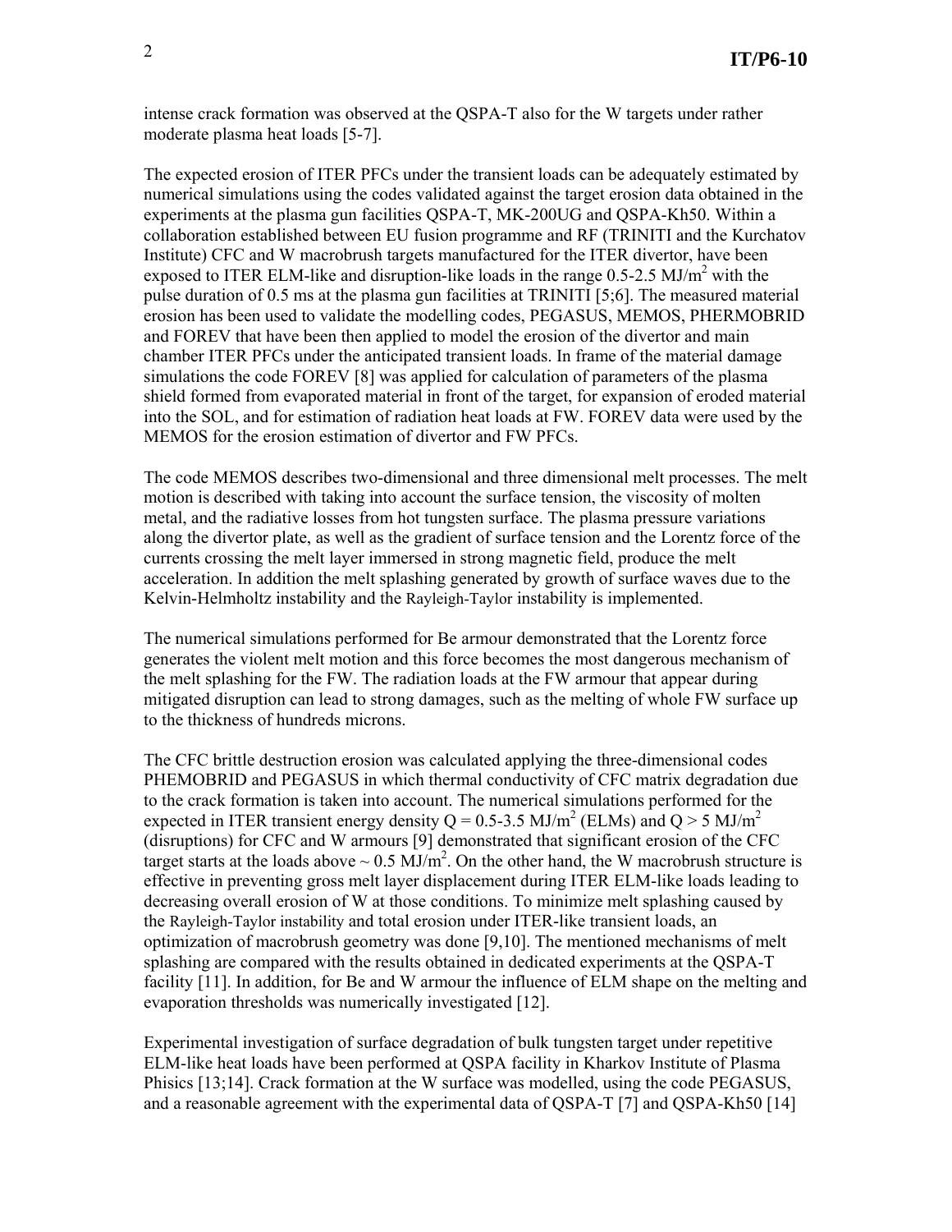intense crack formation was observed at the QSPA-T also for the W targets under rather moderate plasma heat loads [5-7].

The expected erosion of ITER PFCs under the transient loads can be adequately estimated by numerical simulations using the codes validated against the target erosion data obtained in the experiments at the plasma gun facilities QSPA-T, MK-200UG and QSPA-Kh50. Within a collaboration established between EU fusion programme and RF (TRINITI and the Kurchatov Institute) CFC and W macrobrush targets manufactured for the ITER divertor, have been exposed to ITER ELM-like and disruption-like loads in the range 0.5-2.5 $MJ/m^2$ with the pulse duration of 0.5 ms at the plasma gun facilities at TRINITI [5;6]. The measured material erosion has been used to validate the modelling codes, PEGASUS, MEMOS, PHERMOBRID and FOREV that have been then applied to model the erosion of the divertor and main chamber ITER PFCs under the anticipated transient loads. In frame of the material damage simulations the code FOREV [8] was applied for calculation of parameters of the plasma shield formed from evaporated material in front of the target, for expansion of eroded material into the SOL, and for estimation of radiation heat loads at FW. FOREV data were used by the MEMOS for the erosion estimation of divertor and FW PFCs.

The code MEMOS describes two-dimensional and three dimensional melt processes. The melt motion is described with taking into account the surface tension, the viscosity of molten metal, and the radiative losses from hot tungsten surface. The plasma pressure variations along the divertor plate, as well as the gradient of surface tension and the Lorentz force of the currents crossing the melt layer immersed in strong magnetic field, produce the melt acceleration. In addition the melt splashing generated by growth of surface waves due to the Kelvin-Helmholtz instability and the Rayleigh-Taylor instability is implemented.

The numerical simulations performed for Be armour demonstrated that the Lorentz force generates the violent melt motion and this force becomes the most dangerous mechanism of the melt splashing for the FW. The radiation loads at the FW armour that appear during mitigated disruption can lead to strong damages, such as the melting of whole FW surface up to the thickness of hundreds microns.

The CFC brittle destruction erosion was calculated applying the three-dimensional codes PHEMOBRID and PEGASUS in which thermal conductivity of CFC matrix degradation due to the crack formation is taken into account. The numerical simulations performed for the expected in ITER transient energy density $Q = 0.5\text{-}3.5\ MJ/m^2$ (ELMs) and $Q > 5\ MJ/m^2$ (disruptions) for CFC and W armours [9] demonstrated that significant erosion of the CFC target starts at the loads above $\sim 0.5\ MJ/m^2$. On the other hand, the W macrobrush structure is effective in preventing gross melt layer displacement during ITER ELM-like loads leading to decreasing overall erosion of W at those conditions. To minimize melt splashing caused by the Rayleigh-Taylor instability and total erosion under ITER-like transient loads, an optimization of macrobrush geometry was done [9,10]. The mentioned mechanisms of melt splashing are compared with the results obtained in dedicated experiments at the QSPA-T facility [11]. In addition, for Be and W armour the influence of ELM shape on the melting and evaporation thresholds was numerically investigated [12].

Experimental investigation of surface degradation of bulk tungsten target under repetitive ELM-like heat loads have been performed at QSPA facility in Kharkov Institute of Plasma Phisics [13;14]. Crack formation at the W surface was modelled, using the code PEGASUS, and a reasonable agreement with the experimental data of QSPA-T [7] and QSPA-Kh50 [14]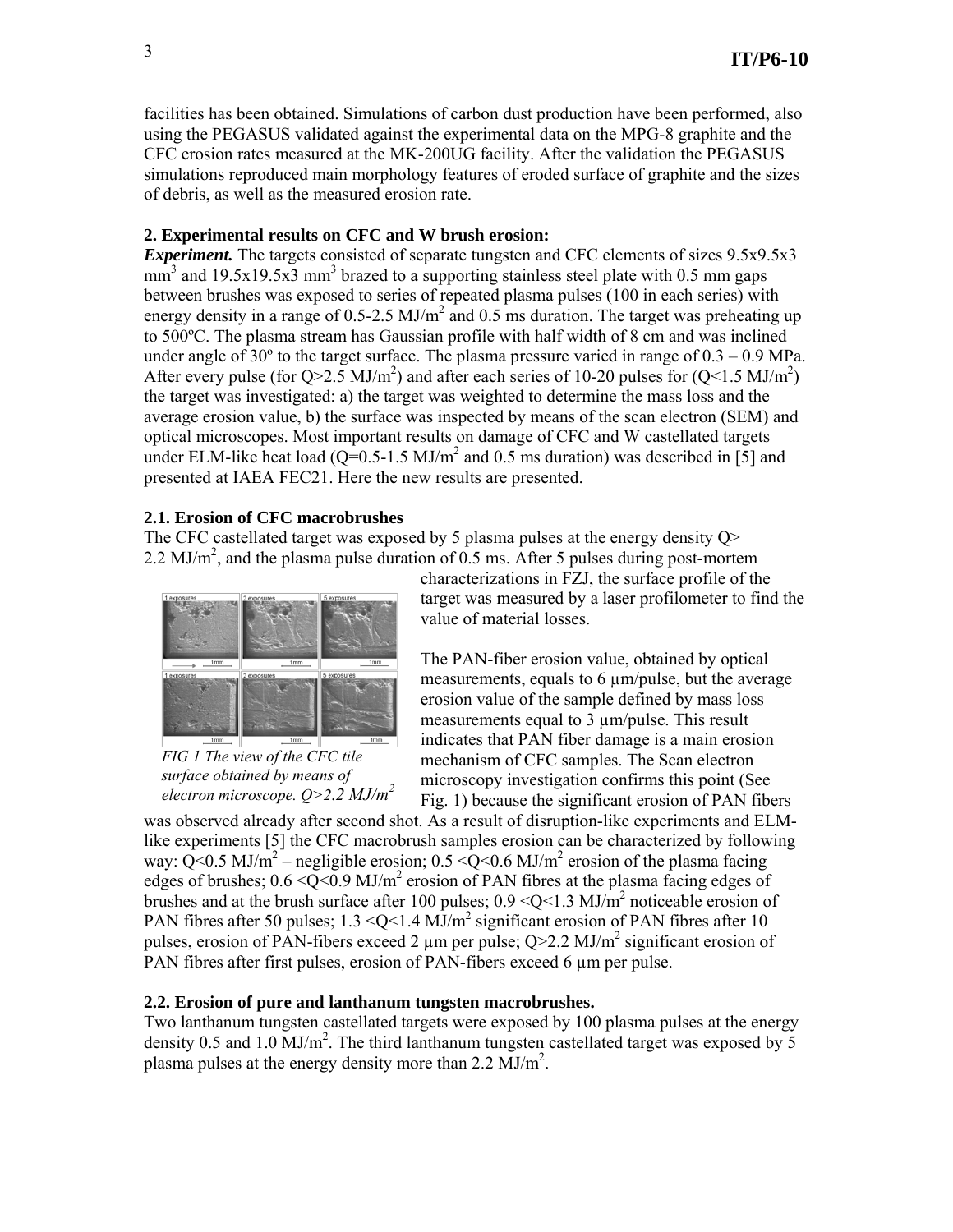facilities has been obtained. Simulations of carbon dust production have been performed, also using the PEGASUS validated against the experimental data on the MPG-8 graphite and the CFC erosion rates measured at the MK-200UG facility. After the validation the PEGASUS simulations reproduced main morphology features of eroded surface of graphite and the sizes of debris, as well as the measured erosion rate.

### 2. Experimental results on CFC and W brush erosion:

***Experiment.*** The targets consisted of separate tungsten and CFC elements of sizes 9.5x9.5x3 $mm^3$ and 19.5x19.5x3 $mm^3$ brazed to a supporting stainless steel plate with 0.5 mm gaps between brushes was exposed to series of repeated plasma pulses (100 in each series) with energy density in a range of 0.5-2.5 $MJ/m^2$ and 0.5 ms duration. The target was preheating up to 500ºC. The plasma stream has Gaussian profile with half width of 8 cm and was inclined under angle of 30º to the target surface. The plasma pressure varied in range of 0.3 – 0.9 MPa. After every pulse (for $Q>2.5$ $MJ/m^2$) and after each series of 10-20 pulses for ($Q<1.5$ $MJ/m^2$) the target was investigated: a) the target was weighted to determine the mass loss and the average erosion value, b) the surface was inspected by means of the scan electron (SEM) and optical microscopes. Most important results on damage of CFC and W castellated targets under ELM-like heat load ($Q=0.5$-$1.5$ $MJ/m^2$ and 0.5 ms duration) was described in [5] and presented at IAEA FEC21. Here the new results are presented.

#### 2.1. Erosion of CFC macrobrushes

The CFC castellated target was exposed by 5 plasma pulses at the energy density Q> 2.2 $MJ/m^2$, and the plasma pulse duration of 0.5 ms. After 5 pulses during post-mortem characterizations in FZJ, the surface profile of the target was measured by a laser profilometer to find the value of material losses.

*FIG 1 The view of the CFC tile surface obtained by means of electron microscope. $Q>2.2$ $MJ/m^2$*

The PAN-fiber erosion value, obtained by optical measurements, equals to 6 µm/pulse, but the average erosion value of the sample defined by mass loss measurements equal to 3 µm/pulse. This result indicates that PAN fiber damage is a main erosion mechanism of CFC samples. The Scan electron microscopy investigation confirms this point (See Fig. 1) because the significant erosion of PAN fibers was observed already after second shot. As a result of disruption-like experiments and ELM-like experiments [5] the CFC macrobrush samples erosion can be characterized by following way: $Q<0.5$ $MJ/m^2$ – negligible erosion; $0.5<Q<0.6$ $MJ/m^2$ erosion of the plasma facing edges of brushes; $0.6<Q<0.9$ $MJ/m^2$ erosion of PAN fibres at the plasma facing edges of brushes and at the brush surface after 100 pulses; $0.9<Q<1.3$ $MJ/m^2$ noticeable erosion of PAN fibres after 50 pulses; $1.3<Q<1.4$ $MJ/m^2$ significant erosion of PAN fibres after 10 pulses, erosion of PAN-fibers exceed 2 µm per pulse; $Q>2.2$ $MJ/m^2$ significant erosion of PAN fibres after first pulses, erosion of PAN-fibers exceed 6 µm per pulse.

#### 2.2. Erosion of pure and lanthanum tungsten macrobrushes.

Two lanthanum tungsten castellated targets were exposed by 100 plasma pulses at the energy density 0.5 and 1.0 $MJ/m^2$. The third lanthanum tungsten castellated target was exposed by 5 plasma pulses at the energy density more than 2.2 $MJ/m^2$.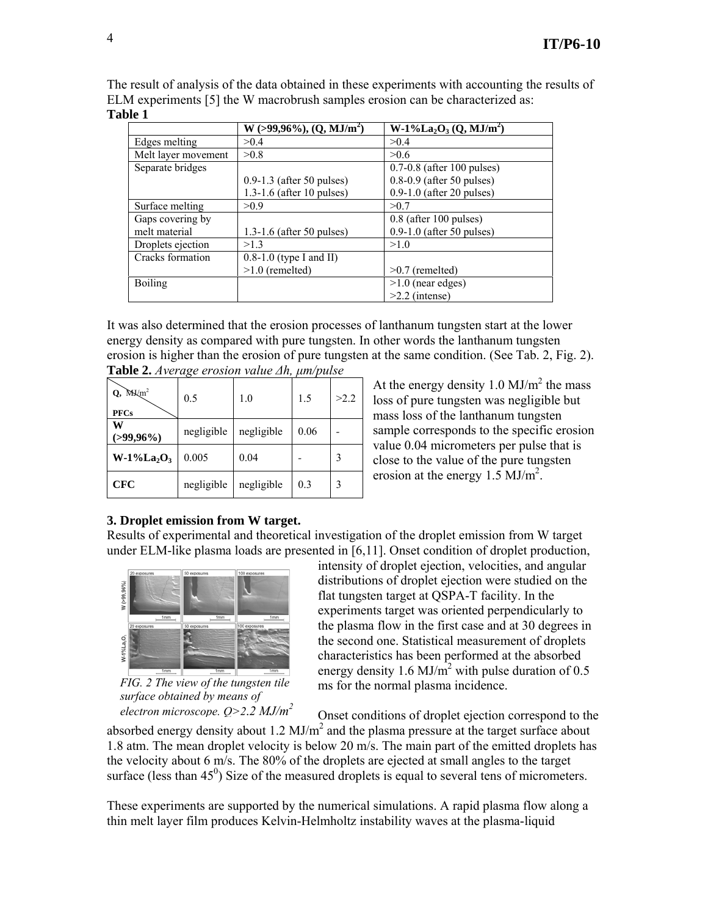The result of analysis of the data obtained in these experiments with accounting the results of ELM experiments [5] the W macrobrush samples erosion can be characterized as:

**Table 1**

| | W (>99,96%), (Q, MJ/m$^2$) | W-1%$La_2O_3$ (Q, MJ/m$^2$) |
|---|---|---|
| Edges melting | >0.4 | >0.4 |
| Melt layer movement | >0.8 | >0.6 |
| Separate bridges | 0.9-1.3 (after 50 pulses)<br>1.3-1.6 (after 10 pulses) | 0.7-0.8 (after 100 pulses)<br>0.8-0.9 (after 50 pulses)<br>0.9-1.0 (after 20 pulses) |
| Surface melting | >0.9 | >0.7 |
| Gaps covering by melt material | 1.3-1.6 (after 50 pulses) | 0.8 (after 100 pulses)<br>0.9-1.0 (after 50 pulses) |
| Droplets ejection | >1.3 | >1.0 |
| Cracks formation | 0.8-1.0 (type I and II)<br>>1.0 (remelted) | >0.7 (remelted) |
| Boiling | | >1.0 (near edges)<br>>2.2 (intense) |

It was also determined that the erosion processes of lanthanum tungsten start at the lower energy density as compared with pure tungsten. In other words the lanthanum tungsten erosion is higher than the erosion of pure tungsten at the same condition. (See Tab. 2, Fig. 2).

**Table 2.** *Average erosion value Δh, μm/pulse*

| Q, MJ/m$^2$ / PFCs | 0.5 | 1.0 | 1.5 | >2.2 |
|---|---|---|---|---|
| **W (>99,96%)** | negligible | negligible | 0.06 | - |
| **W-1%$La_2O_3$** | 0.005 | 0.04 | - | 3 |
| **CFC** | negligible | negligible | 0.3 | 3 |

At the energy density 1.0 MJ/m$^2$ the mass loss of pure tungsten was negligible but mass loss of the lanthanum tungsten sample corresponds to the specific erosion value 0.04 micrometers per pulse that is close to the value of the pure tungsten erosion at the energy 1.5 MJ/m$^2$.

### 3. Droplet emission from W target.

Results of experimental and theoretical investigation of the droplet emission from W target under ELM-like plasma loads are presented in [6,11]. Onset condition of droplet production, intensity of droplet ejection, velocities, and angular distributions of droplet ejection were studied on the flat tungsten target at QSPA-T facility. In the experiments target was oriented perpendicularly to the plasma flow in the first case and at 30 degrees in the second one. Statistical measurement of droplets characteristics has been performed at the absorbed energy density 1.6 MJ/m$^2$ with pulse duration of 0.5 ms for the normal plasma incidence.

*FIG. 2 The view of the tungsten tile surface obtained by means of electron microscope. Q>2.2 MJ/m$^2$*

Onset conditions of droplet ejection correspond to the absorbed energy density about 1.2 MJ/m$^2$ and the plasma pressure at the target surface about 1.8 atm. The mean droplet velocity is below 20 m/s. The main part of the emitted droplets has the velocity about 6 m/s. The 80% of the droplets are ejected at small angles to the target surface (less than 45$^0$) Size of the measured droplets is equal to several tens of micrometers.

These experiments are supported by the numerical simulations. A rapid plasma flow along a thin melt layer film produces Kelvin-Helmholtz instability waves at the plasma-liquid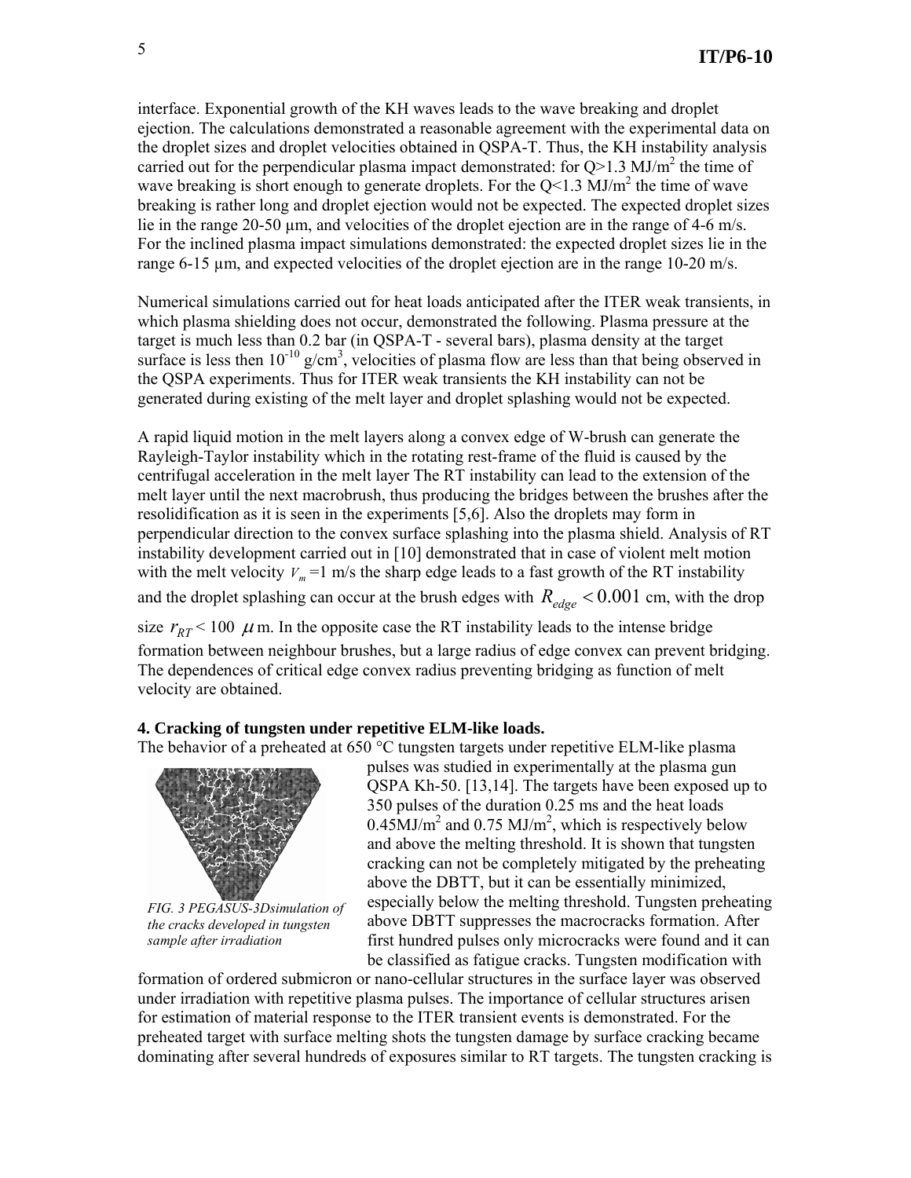interface. Exponential growth of the KH waves leads to the wave breaking and droplet ejection. The calculations demonstrated a reasonable agreement with the experimental data on the droplet sizes and droplet velocities obtained in QSPA-T. Thus, the KH instability analysis carried out for the perpendicular plasma impact demonstrated: for Q>1.3 MJ/m$^2$ the time of wave breaking is short enough to generate droplets. For the Q<1.3 MJ/m$^2$ the time of wave breaking is rather long and droplet ejection would not be expected. The expected droplet sizes lie in the range 20-50 μm, and velocities of the droplet ejection are in the range of 4-6 m/s. For the inclined plasma impact simulations demonstrated: the expected droplet sizes lie in the range 6-15 μm, and expected velocities of the droplet ejection are in the range 10-20 m/s.

Numerical simulations carried out for heat loads anticipated after the ITER weak transients, in which plasma shielding does not occur, demonstrated the following. Plasma pressure at the target is much less than 0.2 bar (in QSPA-T - several bars), plasma density at the target surface is less then $10^{-10}$ g/cm$^3$, velocities of plasma flow are less than that being observed in the QSPA experiments. Thus for ITER weak transients the KH instability can not be generated during existing of the melt layer and droplet splashing would not be expected.

A rapid liquid motion in the melt layers along a convex edge of W-brush can generate the Rayleigh-Taylor instability which in the rotating rest-frame of the fluid is caused by the centrifugal acceleration in the melt layer The RT instability can lead to the extension of the melt layer until the next macrobrush, thus producing the bridges between the brushes after the resolidification as it is seen in the experiments [5,6]. Also the droplets may form in perpendicular direction to the convex surface splashing into the plasma shield. Analysis of RT instability development carried out in [10] demonstrated that in case of violent melt motion with the melt velocity $V_m$ =1 m/s the sharp edge leads to a fast growth of the RT instability and the droplet splashing can occur at the brush edges with $R_{edge} < 0.001$ cm, with the drop size $r_{RT}$ < 100 $\mu$m. In the opposite case the RT instability leads to the intense bridge formation between neighbour brushes, but a large radius of edge convex can prevent bridging. The dependences of critical edge convex radius preventing bridging as function of melt velocity are obtained.

### 4. Cracking of tungsten under repetitive ELM-like loads.

The behavior of a preheated at 650 °C tungsten targets under repetitive ELM-like plasma pulses was studied in experimentally at the plasma gun QSPA Kh-50. [13,14]. The targets have been exposed up to 350 pulses of the duration 0.25 ms and the heat loads 0.45MJ/m$^2$ and 0.75 MJ/m$^2$, which is respectively below and above the melting threshold. It is shown that tungsten cracking can not be completely mitigated by the preheating above the DBTT, but it can be essentially minimized, especially below the melting threshold. Tungsten preheating above DBTT suppresses the macrocracks formation. After first hundred pulses only microcracks were found and it can be classified as fatigue cracks. Tungsten modification with formation of ordered submicron or nano-cellular structures in the surface layer was observed under irradiation with repetitive plasma pulses. The importance of cellular structures arisen for estimation of material response to the ITER transient events is demonstrated. For the preheated target with surface melting shots the tungsten damage by surface cracking became dominating after several hundreds of exposures similar to RT targets. The tungsten cracking is

*FIG. 3 PEGASUS-3Dsimulation of the cracks developed in tungsten sample after irradiation*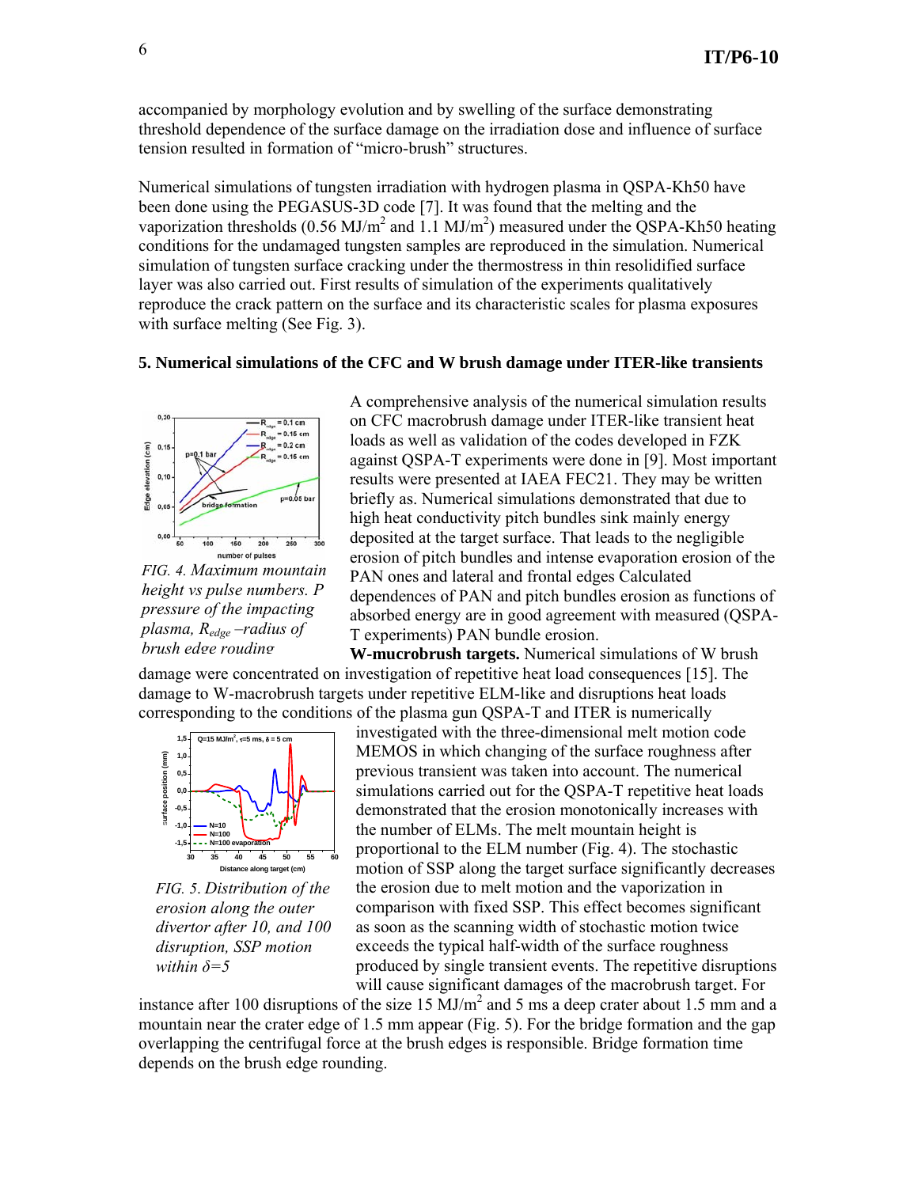accompanied by morphology evolution and by swelling of the surface demonstrating threshold dependence of the surface damage on the irradiation dose and influence of surface tension resulted in formation of "micro-brush" structures.

Numerical simulations of tungsten irradiation with hydrogen plasma in QSPA-Kh50 have been done using the PEGASUS-3D code [7]. It was found that the melting and the vaporization thresholds (0.56 MJ/m$^2$ and 1.1 MJ/m$^2$) measured under the QSPA-Kh50 heating conditions for the undamaged tungsten samples are reproduced in the simulation. Numerical simulation of tungsten surface cracking under the thermostress in thin resolidified surface layer was also carried out. First results of simulation of the experiments qualitatively reproduce the crack pattern on the surface and its characteristic scales for plasma exposures with surface melting (See Fig. 3).

### 5. Numerical simulations of the CFC and W brush damage under ITER-like transients

*FIG. 4. Maximum mountain height vs pulse numbers. P pressure of the impacting plasma, $R_{edge}$ –radius of brush edge rouding*

A comprehensive analysis of the numerical simulation results on CFC macrobrush damage under ITER-like transient heat loads as well as validation of the codes developed in FZK against QSPA-T experiments were done in [9]. Most important results were presented at IAEA FEC21. They may be written briefly as. Numerical simulations demonstrated that due to high heat conductivity pitch bundles sink mainly energy deposited at the target surface. That leads to the negligible erosion of pitch bundles and intense evaporation erosion of the PAN ones and lateral and frontal edges Calculated dependences of PAN and pitch bundles erosion as functions of absorbed energy are in good agreement with measured (QSPA-T experiments) PAN bundle erosion.

**W-mucrobrush targets.** Numerical simulations of W brush damage were concentrated on investigation of repetitive heat load consequences [15]. The damage to W-macrobrush targets under repetitive ELM-like and disruptions heat loads corresponding to the conditions of the plasma gun QSPA-T and ITER is numerically investigated with the three-dimensional melt motion code MEMOS in which changing of the surface roughness after previous transient was taken into account. The numerical simulations carried out for the QSPA-T repetitive heat loads demonstrated that the erosion monotonically increases with the number of ELMs. The melt mountain height is proportional to the ELM number (Fig. 4). The stochastic motion of SSP along the target surface significantly decreases the erosion due to melt motion and the vaporization in comparison with fixed SSP. This effect becomes significant as soon as the scanning width of stochastic motion twice exceeds the typical half-width of the surface roughness produced by single transient events. The repetitive disruptions will cause significant damages of the macrobrush target. For instance after 100 disruptions of the size 15 MJ/m$^2$ and 5 ms a deep crater about 1.5 mm and a mountain near the crater edge of 1.5 mm appear (Fig. 5). For the bridge formation and the gap overlapping the centrifugal force at the brush edges is responsible. Bridge formation time depends on the brush edge rounding.

*FIG. 5. Distribution of the erosion along the outer divertor after 10, and 100 disruption, SSP motion within $\delta$=5*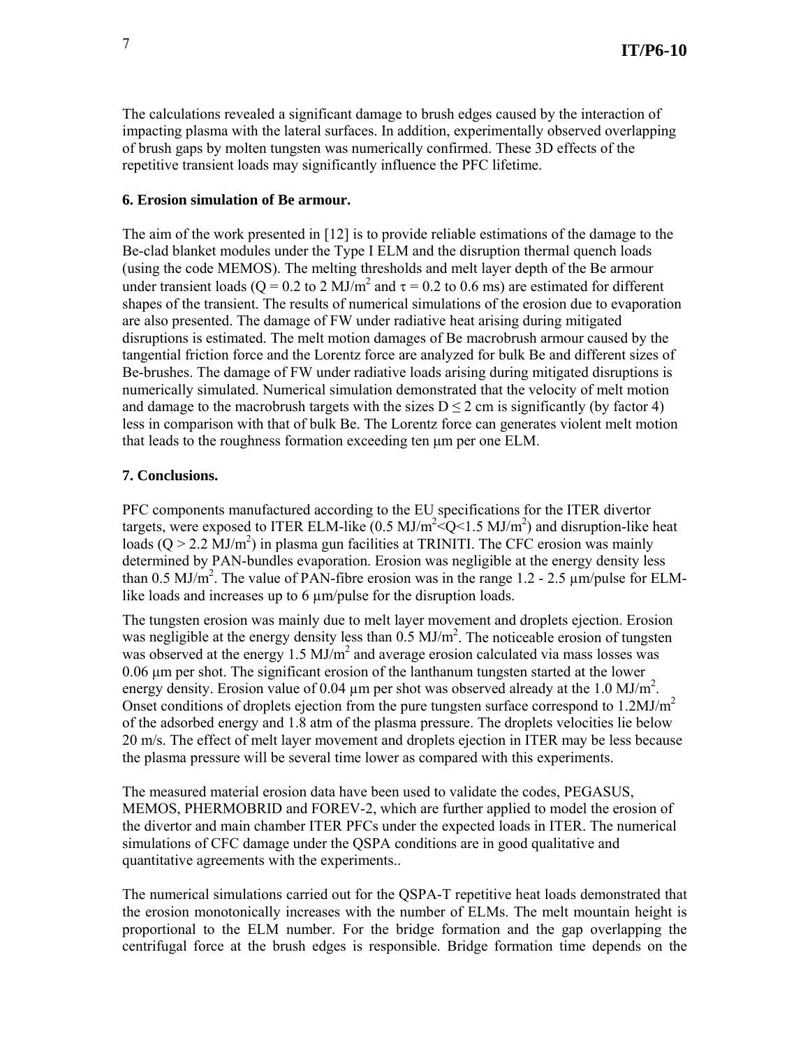The calculations revealed a significant damage to brush edges caused by the interaction of impacting plasma with the lateral surfaces. In addition, experimentally observed overlapping of brush gaps by molten tungsten was numerically confirmed. These 3D effects of the repetitive transient loads may significantly influence the PFC lifetime.

### 6. Erosion simulation of Be armour.

The aim of the work presented in [12] is to provide reliable estimations of the damage to the Be-clad blanket modules under the Type I ELM and the disruption thermal quench loads (using the code MEMOS). The melting thresholds and melt layer depth of the Be armour under transient loads ($Q = 0.2$ to $2\ MJ/m^2$ and $\tau = 0.2$ to $0.6$ ms) are estimated for different shapes of the transient. The results of numerical simulations of the erosion due to evaporation are also presented. The damage of FW under radiative heat arising during mitigated disruptions is estimated. The melt motion damages of Be macrobrush armour caused by the tangential friction force and the Lorentz force are analyzed for bulk Be and different sizes of Be-brushes. The damage of FW under radiative loads arising during mitigated disruptions is numerically simulated. Numerical simulation demonstrated that the velocity of melt motion and damage to the macrobrush targets with the sizes $D \leq 2$ cm is significantly (by factor 4) less in comparison with that of bulk Be. The Lorentz force can generates violent melt motion that leads to the roughness formation exceeding ten µm per one ELM.

### 7. Conclusions.

PFC components manufactured according to the EU specifications for the ITER divertor targets, were exposed to ITER ELM-like ($0.5\ MJ/m^2 < Q < 1.5\ MJ/m^2$) and disruption-like heat loads ($Q > 2.2\ MJ/m^2$) in plasma gun facilities at TRINITI. The CFC erosion was mainly determined by PAN-bundles evaporation. Erosion was negligible at the energy density less than $0.5\ MJ/m^2$. The value of PAN-fibre erosion was in the range 1.2 - 2.5 µm/pulse for ELM-like loads and increases up to 6 µm/pulse for the disruption loads.

The tungsten erosion was mainly due to melt layer movement and droplets ejection. Erosion was negligible at the energy density less than $0.5\ MJ/m^2$. The noticeable erosion of tungsten was observed at the energy $1.5\ MJ/m^2$ and average erosion calculated via mass losses was 0.06 µm per shot. The significant erosion of the lanthanum tungsten started at the lower energy density. Erosion value of 0.04 µm per shot was observed already at the $1.0\ MJ/m^2$. Onset conditions of droplets ejection from the pure tungsten surface correspond to $1.2 MJ/m^2$ of the adsorbed energy and 1.8 atm of the plasma pressure. The droplets velocities lie below 20 m/s. The effect of melt layer movement and droplets ejection in ITER may be less because the plasma pressure will be several time lower as compared with this experiments.

The measured material erosion data have been used to validate the codes, PEGASUS, MEMOS, PHERMOBRID and FOREV-2, which are further applied to model the erosion of the divertor and main chamber ITER PFCs under the expected loads in ITER. The numerical simulations of CFC damage under the QSPA conditions are in good qualitative and quantitative agreements with the experiments..

The numerical simulations carried out for the QSPA-T repetitive heat loads demonstrated that the erosion monotonically increases with the number of ELMs. The melt mountain height is proportional to the ELM number. For the bridge formation and the gap overlapping the centrifugal force at the brush edges is responsible. Bridge formation time depends on the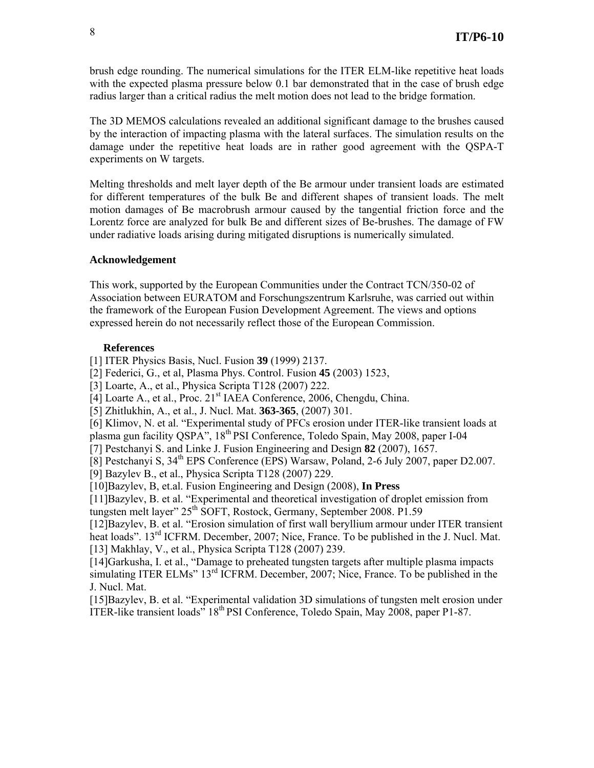brush edge rounding. The numerical simulations for the ITER ELM-like repetitive heat loads with the expected plasma pressure below 0.1 bar demonstrated that in the case of brush edge radius larger than a critical radius the melt motion does not lead to the bridge formation.

The 3D MEMOS calculations revealed an additional significant damage to the brushes caused by the interaction of impacting plasma with the lateral surfaces. The simulation results on the damage under the repetitive heat loads are in rather good agreement with the QSPA-T experiments on W targets.

Melting thresholds and melt layer depth of the Be armour under transient loads are estimated for different temperatures of the bulk Be and different shapes of transient loads. The melt motion damages of Be macrobrush armour caused by the tangential friction force and the Lorentz force are analyzed for bulk Be and different sizes of Be-brushes. The damage of FW under radiative loads arising during mitigated disruptions is numerically simulated.

**Acknowledgement**

This work, supported by the European Communities under the Contract TCN/350-02 of Association between EURATOM and Forschungszentrum Karlsruhe, was carried out within the framework of the European Fusion Development Agreement. The views and options expressed herein do not necessarily reflect those of the European Commission.

**References**

[1] ITER Physics Basis, Nucl. Fusion **39** (1999) 2137.
[2] Federici, G., et al, Plasma Phys. Control. Fusion **45** (2003) 1523,
[3] Loarte, A., et al., Physica Scripta T128 (2007) 222.
[4] Loarte A., et al., Proc. 21st IAEA Conference, 2006, Chengdu, China.
[5] Zhitlukhin, A., et al., J. Nucl. Mat. **363-365**, (2007) 301.
[6] Klimov, N. et al. "Experimental study of PFCs erosion under ITER-like transient loads at plasma gun facility QSPA", 18th PSI Conference, Toledo Spain, May 2008, paper I-04
[7] Pestchanyi S. and Linke J. Fusion Engineering and Design **82** (2007), 1657.
[8] Pestchanyi S, 34th EPS Conference (EPS) Warsaw, Poland, 2-6 July 2007, paper D2.007.
[9] Bazylev B., et al., Physica Scripta T128 (2007) 229.
[10]Bazylev, B, et.al. Fusion Engineering and Design (2008), **In Press**
[11]Bazylev, B. et al. "Experimental and theoretical investigation of droplet emission from tungsten melt layer" 25th SOFT, Rostock, Germany, September 2008. P1.59
[12]Bazylev, B. et al. "Erosion simulation of first wall beryllium armour under ITER transient heat loads". 13rd ICFRM. December, 2007; Nice, France. To be published in the J. Nucl. Mat.
[13] Makhlay, V., et al., Physica Scripta T128 (2007) 239.
[14]Garkusha, I. et al., "Damage to preheated tungsten targets after multiple plasma impacts simulating ITER ELMs" 13rd ICFRM. December, 2007; Nice, France. To be published in the J. Nucl. Mat.
[15]Bazylev, B. et al. "Experimental validation 3D simulations of tungsten melt erosion under ITER-like transient loads" 18th PSI Conference, Toledo Spain, May 2008, paper P1-87.